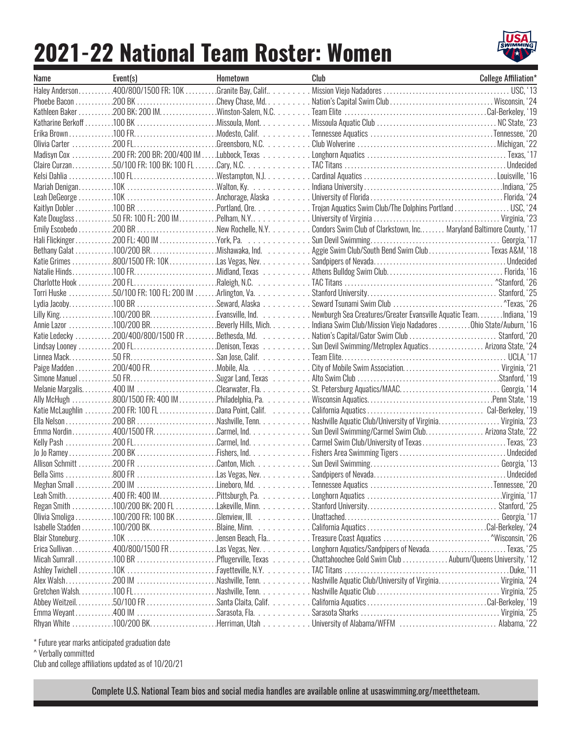# 2021-22 National Team Roster: Women

| Name | Event(s) | Hometown | Club | College Affiliation* |
|---|---|---|---|---|
| Haley Anderson | 400/800/1500 FR; 10K | Granite Bay, Calif. | Mission Viejo Nadadores | USC, '13 |
| Phoebe Bacon | 200 BK | Chevy Chase, Md. | Nation's Capital Swim Club | Wisconsin, '24 |
| Kathleen Baker | 200 BK; 200 IM | Winston-Salem, N.C. | Team Elite | Cal-Berkeley, '19 |
| Katharine Berkoff | 100 BK | Missoula, Mont. | Missoula Aquatic Club | NC State, '23 |
| Erika Brown | 100 FR | Modesto, Calif. | Tennessee Aquatics | Tennessee, '20 |
| Olivia Carter | 200 FL | Greensboro, N.C. | Club Wolverine | Michigan, '22 |
| Madisyn Cox | 200 FR; 200 BR; 200/400 IM | Lubbock, Texas | Longhorn Aquatics | Texas, '17 |
| Claire Curzan | 50/100 FR; 100 BK; 100 FL | Cary, N.C. | TAC Titans | Undecided |
| Kelsi Dahlia | 100 FL | Westampton, N.J. | Cardinal Aquatics | Louisville, '16 |
| Mariah Denigan | 10K | Walton, Ky. | Indiana University | Indiana, '25 |
| Leah DeGeorge | 10K | Anchorage, Alaska | University of Florida | Florida, '24 |
| Kaitlyn Dobler | 100 BR | Portland, Ore. | Trojan Aquatics Swim Club/The Dolphins Portland | USC, '24 |
| Kate Douglass | 50 FR; 100 FL; 200 IM | Pelham, N.Y. | University of Virginia | Virginia, '23 |
| Emily Escobedo | 200 BR | New Rochelle, N.Y. | Condors Swim Club of Clarkstown, Inc. | Maryland Baltimore County, '17 |
| Hali Flickinger | 200 FL; 400 IM | York, Pa. | Sun Devil Swimming | Georgia, '17 |
| Bethany Galat | 100/200 BR | Mishawaka, Ind. | Aggie Swim Club/South Bend Swim Club | Texas A&M, '18 |
| Katie Grimes | 800/1500 FR; 10K | Las Vegas, Nev. | Sandpipers of Nevada | Undecided |
| Natalie Hinds | 100 FR | Midland, Texas | Athens Bulldog Swim Club | Florida, '16 |
| Charlotte Hook | 200 FL | Raleigh, N.C. | TAC Titans | ^Stanford, '26 |
| Torri Huske | 50/100 FR; 100 FL; 200 IM | Arlington, Va. | Stanford University | Stanford, '25 |
| Lydia Jacoby | 100 BR | Seward, Alaska | Seward Tsunami Swim Club | ^Texas, '26 |
| Lilly King | 100/200 BR | Evansville, Ind. | Newburgh Sea Creatures/Greater Evansville Aquatic Team | Indiana, '19 |
| Annie Lazor | 100/200 BR | Beverly Hills, Mich. | Indiana Swim Club/Mission Viejo Nadadores | Ohio State/Auburn, '16 |
| Katie Ledecky | 200/400/800/1500 FR | Bethesda, Md. | Nation's Capital/Gator Swim Club | Stanford, '20 |
| Lindsay Looney | 200 FL | Denison, Texas | Sun Devil Swimming/Metroplex Aquatics | Arizona State, '24 |
| Linnea Mack | 50 FR | San Jose, Calif. | Team Elite | UCLA, '17 |
| Paige Madden | 200/400 FR | Mobile, Ala. | City of Mobile Swim Association | Virginia, '21 |
| Simone Manuel | 50 FR | Sugar Land, Texas | Alto Swim Club | Stanford, '19 |
| Melanie Margalis | 400 IM | Clearwater, Fla. | St. Petersburg Aquatics/MAAC | Georgia, '14 |
| Ally McHugh | 800/1500 FR; 400 IM | Philadelphia, Pa. | Wisconsin Aquatics | Penn State, '19 |
| Katie McLaughlin | 200 FR; 100 FL | Dana Point, Calif. | California Aquatics | Cal-Berkeley, '19 |
| Ella Nelson | 200 BR | Nashville, Tenn. | Nashville Aquatic Club/University of Virginia | Virginia, '23 |
| Emma Nordin | 400/1500 FR | Carmel, Ind. | Sun Devil Swimming/Carmel Swim Club | Arizona State, '22 |
| Kelly Pash | 200 FL | Carmel, Ind. | Carmel Swim Club/University of Texas | Texas, '23 |
| Jo Jo Ramey | 200 BK | Fishers, Ind. | Fishers Area Swimming Tigers | Undecided |
| Allison Schmitt | 200 FR | Canton, Mich. | Sun Devil Swimming | Georgia, '13 |
| Bella Sims | 800 FR | Las Vegas, Nev. | Sandpipers of Nevada | Undecided |
| Meghan Small | 200 IM | Lineboro, Md. | Tennessee Aquatics | Tennessee, '20 |
| Leah Smith | 400 FR; 400 IM | Pittsburgh, Pa. | Longhorn Aquatics | Virginia, '17 |
| Regan Smith | 100/200 BK; 200 FL | Lakeville, Minn. | Stanford University | Stanford, '25 |
| Olivia Smoliga | 100/200 FR; 100 BK | Glenview, Ill. | Unattached | Georgia, '17 |
| Isabelle Stadden | 100/200 BK | Blaine, Minn. | California Aquatics | Cal-Berkeley, '24 |
| Blair Stoneburg | 10K | Jensen Beach, Fla. | Treasure Coast Aquatics | ^Wisconsin, '26 |
| Erica Sullivan | 400/800/1500 FR | Las Vegas, Nev. | Longhorn Aquatics/Sandpipers of Nevada | Texas, '25 |
| Micah Sumrall | 100 BR | Pflugerville, Texas | Chattahoochee Gold Swim Club | Auburn/Queens University, '12 |
| Ashley Twichell | 10K | Fayetteville, N.Y. | TAC Titans | Duke, '11 |
| Alex Walsh | 200 IM | Nashville, Tenn. | Nashville Aquatic Club/University of Virginia | Virginia, '24 |
| Gretchen Walsh | 100 FL | Nashville, Tenn. | Nashville Aquatic Club | Virginia, '25 |
| Abbey Weitzeil | 50/100 FR | Santa Claita, Calif. | California Aquatics | Cal-Berkeley, '19 |
| Emma Weyant | 400 IM | Sarasota, Fla. | Sarasota Sharks | Virginia, '25 |
| Rhyan White | 100/200 BK | Herriman, Utah | University of Alabama/WFFM | Alabama, '22 |

* Future year marks anticipated graduation date

^ Verbally committed

Club and college affiliations updated as of 10/20/21

Complete U.S. National Team bios and social media handles are available online at usaswimming.org/meettheteam.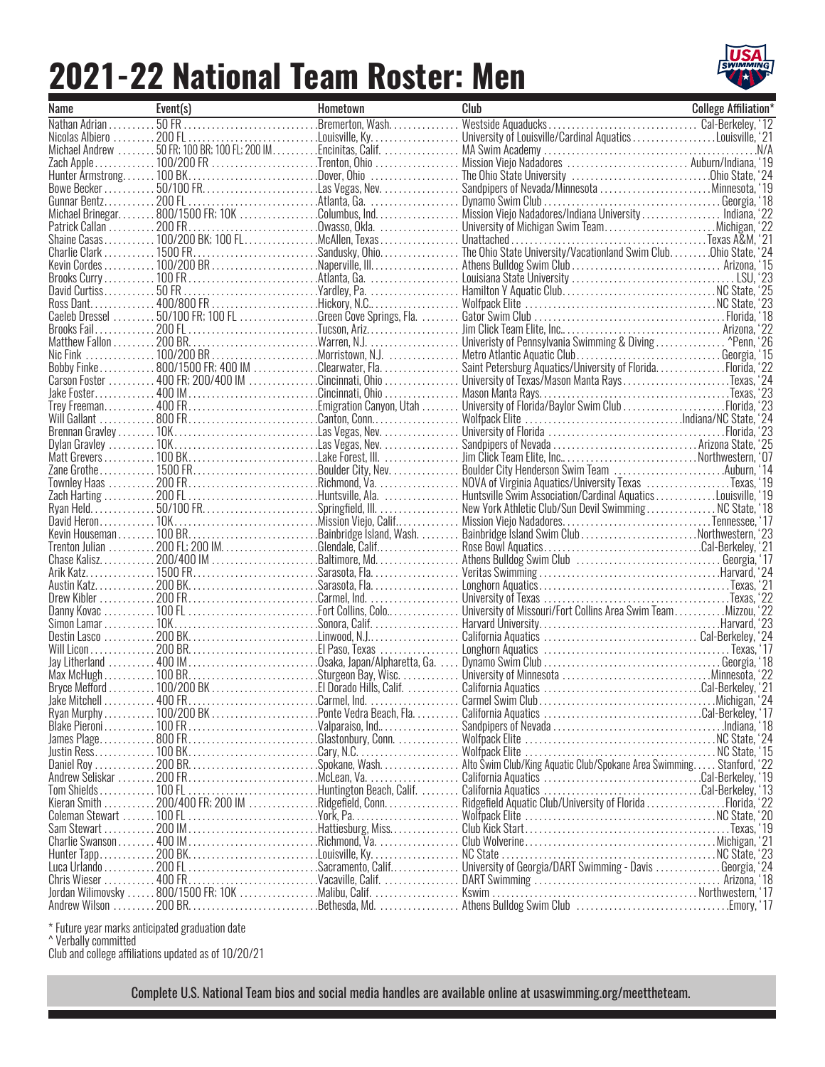# 2021-22 National Team Roster: Men

| Name | Event(s) | Hometown | Club | College Affiliation* |
|---|---|---|---|---|
| Nathan Adrian | 50 FR | Bremerton, Wash. | Westside Aquaducks | Cal-Berkeley, '12 |
| Nicolas Albiero | 200 FL | Louisville, Ky. | University of Louisville/Cardinal Aquatics | Louisville, '21 |
| Michael Andrew | 50 FR; 100 BR; 100 FL; 200 IM | Encinitas, Calif. | MA Swim Academy | N/A |
| Zach Apple | 100/200 FR | Trenton, Ohio | Mission Viejo Nadadores | Auburn/Indiana, '19 |
| Hunter Armstrong | 100 BK | Dover, Ohio | The Ohio State University | Ohio State, '24 |
| Bowe Becker | 50/100 FR | Las Vegas, Nev. | Sandpipers of Nevada/Minnesota | Minnesota, '19 |
| Gunnar Bentz | 200 FL | Atlanta, Ga. | Dynamo Swim Club | Georgia, '18 |
| Michael Brinegar | 800/1500 FR; 10K | Columbus, Ind. | Mission Viejo Nadadores/Indiana University | Indiana, '22 |
| Patrick Callan | 200 FR | Owasso, Okla. | University of Michigan Swim Team | Michigan, '22 |
| Shaine Casas | 100/200 BK; 100 FL | McAllen, Texas | Unattached | Texas A&M, '21 |
| Charlie Clark | 1500 FR | Sandusky, Ohio | The Ohio State University/Vacationland Swim Club | Ohio State, '24 |
| Kevin Cordes | 100/200 BR | Naperville, Ill. | Athens Bulldog Swim Club | Arizona, '15 |
| Brooks Curry | 100 FR | Atlanta, Ga. | Louisiana State University | LSU, '23 |
| David Curtiss | 50 FR | Yardley, Pa. | Hamilton Y Aquatic Club | NC State, '25 |
| Ross Dant | 400/800 FR | Hickory, N.C. | Wolfpack Elite | NC State, '23 |
| Caeleb Dressel | 50/100 FR; 100 FL | Green Cove Springs, Fla. | Gator Swim Club | Florida, '18 |
| Brooks Fail | 200 FL | Tucson, Ariz. | Jim Click Team Elite, Inc. | Arizona, '22 |
| Matthew Fallon | 200 BR | Warren, N.J. | Univeristy of Pennsylvania Swimming & Diving | ^Penn, '26 |
| Nic Fink | 100/200 BR | Morristown, N.J. | Metro Atlantic Aquatic Club | Georgia, '15 |
| Bobby Finke | 800/1500 FR; 400 IM | Clearwater, Fla. | Saint Petersburg Aquatics/University of Florida | Florida, '22 |
| Carson Foster | 400 FR; 200/400 IM | Cincinnati, Ohio | University of Texas/Mason Manta Rays | Texas, '24 |
| Jake Foster | 400 IM | Cincinnati, Ohio | Mason Manta Rays | Texas, '23 |
| Trey Freeman | 400 FR | Emigration Canyon, Utah | University of Florida/Baylor Swim Club | Florida, '23 |
| Will Gallant | 800 FR | Canton, Conn. | Wolfpack Elite | Indiana/NC State, '24 |
| Brennan Gravley | 10K | Las Vegas, Nev. | University of Florida | Florida, '23 |
| Dylan Gravley | 10K | Las Vegas, Nev. | Sandpipers of Nevada | Arizona State, '25 |
| Matt Grevers | 100 BK | Lake Forest, Ill. | Jim Click Team Elite, Inc. | Northwestern, '07 |
| Zane Grothe | 1500 FR | Boulder City, Nev. | Boulder City Henderson Swim Team | Auburn, '14 |
| Townley Haas | 200 FR | Richmond, Va. | NOVA of Virginia Aquatics/University Texas | Texas, '19 |
| Zach Harting | 200 FL | Huntsville, Ala. | Huntsville Swim Association/Cardinal Aquatics | Louisville, '19 |
| Ryan Held | 50/100 FR | Springfield, Ill. | New York Athletic Club/Sun Devil Swimming | NC State, '18 |
| David Heron | 10K | Mission Viejo, Calif. | Mission Viejo Nadadores | Tennessee, '17 |
| Kevin Houseman | 100 BR | Bainbridge Island, Wash. | Bainbridge Island Swim Club | Northwestern, '23 |
| Trenton Julian | 200 FL; 200 IM | Glendale, Calif. | Rose Bowl Aquatics | Cal-Berkeley, '21 |
| Chase Kalisz | 200/400 IM | Baltimore, Md. | Athens Bulldog Swim Club | Georgia, '17 |
| Arik Katz | 1500 FR | Sarasota, Fla. | Veritas Swimming | Harvard, '24 |
| Austin Katz | 200 BK | Sarasota, Fla. | Longhorn Aquatics | Texas, '21 |
| Drew Kibler | 200 FR | Carmel, Ind. | University of Texas | Texas, '22 |
| Danny Kovac | 100 FL | Fort Collins, Colo. | University of Missouri/Fort Collins Area Swim Team | Mizzou, '22 |
| Simon Lamar | 10K | Sonora, Calif. | Harvard University | Harvard, '23 |
| Destin Lasco | 200 BK | Linwood, N.J. | California Aquatics | Cal-Berkeley, '24 |
| Will Licon | 200 BR | El Paso, Texas | Longhorn Aquatics | Texas, '17 |
| Jay Litherland | 400 IM | Osaka, Japan/Alpharetta, Ga. | Dynamo Swim Club | Georgia, '18 |
| Max McHugh | 100 BR | Sturgeon Bay, Wisc. | University of Minnesota | Minnesota, '22 |
| Bryce Mefford | 100/200 BK | El Dorado Hills, Calif. | California Aquatics | Cal-Berkeley, '21 |
| Jake Mitchell | 400 FR | Carmel, Ind. | Carmel Swim Club | Michigan, '24 |
| Ryan Murphy | 100/200 BK | Ponte Vedra Beach, Fla. | California Aquatics | Cal-Berkeley, '17 |
| Blake Pieroni | 100 FR | Valparaiso, Ind. | Sandpipers of Nevada | Indiana, '18 |
| James Plage | 800 FR | Glastonbury, Conn. | Wolfpack Elite | NC State, '24 |
| Justin Ress | 100 BK | Cary, N.C. | Wolfpack Elite | NC State, '15 |
| Daniel Roy | 200 BR | Spokane, Wash. | Alto Swim Club/King Aquatic Club/Spokane Area Swimming | Stanford, '22 |
| Andrew Seliskar | 200 FR | McLean, Va. | California Aquatics | Cal-Berkeley, '19 |
| Tom Shields | 100 FL | Huntington Beach, Calif. | California Aquatics | Cal-Berkeley, '13 |
| Kieran Smith | 200/400 FR; 200 IM | Ridgefield, Conn. | Ridgefield Aquatic Club/University of Florida | Florida, '22 |
| Coleman Stewart | 100 FL | York, Pa. | Wolfpack Elite | NC State, '20 |
| Sam Stewart | 200 IM | Hattiesburg, Miss. | Club Kick Start | Texas, '19 |
| Charlie Swanson | 400 IM | Richmond, Va. | Club Wolverine | Michigan, '21 |
| Hunter Tapp | 200 BK | Louisville, Ky. | NC State | NC State, '23 |
| Luca Urlando | 200 FL | Sacramento, Calif. | University of Georgia/DART Swimming - Davis | Georgia, '24 |
| Chris Wieser | 400 FR | Vacaville, Calif. | DART Swimming | Arizona, '18 |
| Jordan Wilimovsky | 800/1500 FR; 10K | Malibu, Calif. | Kswim | Northwestern, '17 |
| Andrew Wilson | 200 BR | Bethesda, Md. | Athens Bulldog Swim Club | Emory, '17 |

* Future year marks anticipated graduation date

^ Verbally committed

Club and college affiliations updated as of 10/20/21

Complete U.S. National Team bios and social media handles are available online at usaswimming.org/meettheteam.